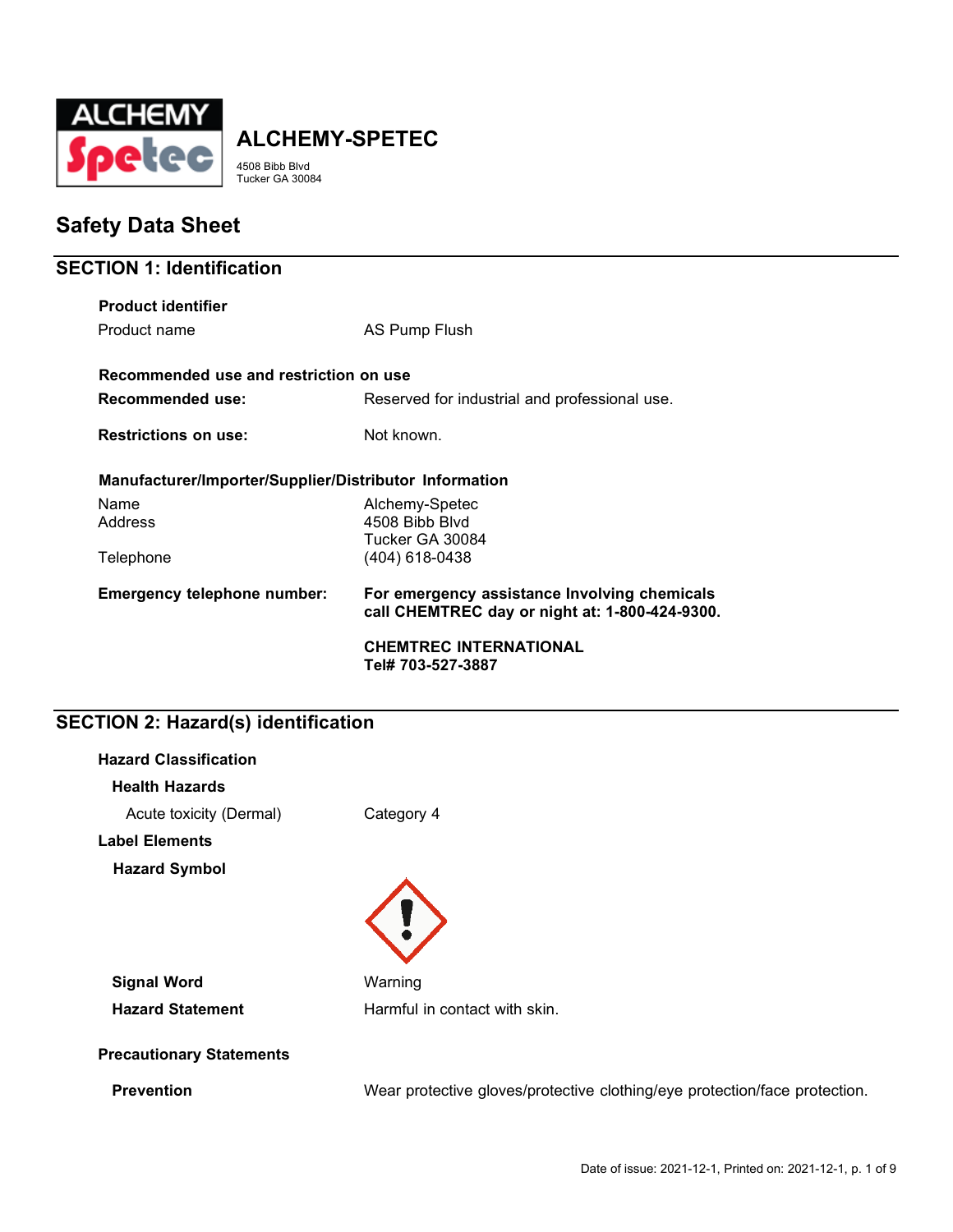**ALCHEMY Spetec**

## ALCHEMY-SPETEC

4508 Bibb Blvd
Tucker GA 30084

# Safety Data Sheet

## SECTION 1: Identification

**Product identifier**

| | |
|---|---|
| Product name | AS Pump Flush |

**Recommended use and restriction on use**

| | |
|---|---|
| **Recommended use:** | Reserved for industrial and professional use. |
| **Restrictions on use:** | Not known. |

**Manufacturer/Importer/Supplier/Distributor Information**

| | |
|---|---|
| Name | Alchemy-Spetec |
| Address | 4508 Bibb Blvd<br>Tucker GA 30084 |
| Telephone | (404) 618-0438 |
| **Emergency telephone number:** | **For emergency assistance Involving chemicals call CHEMTREC day or night at: 1-800-424-9300.**<br><br>**CHEMTREC INTERNATIONAL**<br>**Tel# 703-527-3887** |

## SECTION 2: Hazard(s) identification

**Hazard Classification**

**Health Hazards**

| | |
|---|---|
| Acute toxicity (Dermal) | Category 4 |

**Label Elements**

**Hazard Symbol**

| | |
|---|---|
| **Signal Word** | Warning |
| **Hazard Statement** | Harmful in contact with skin. |

**Precautionary Statements**

| | |
|---|---|
| **Prevention** | Wear protective gloves/protective clothing/eye protection/face protection. |

Date of issue: 2021-12-1, Printed on: 2021-12-1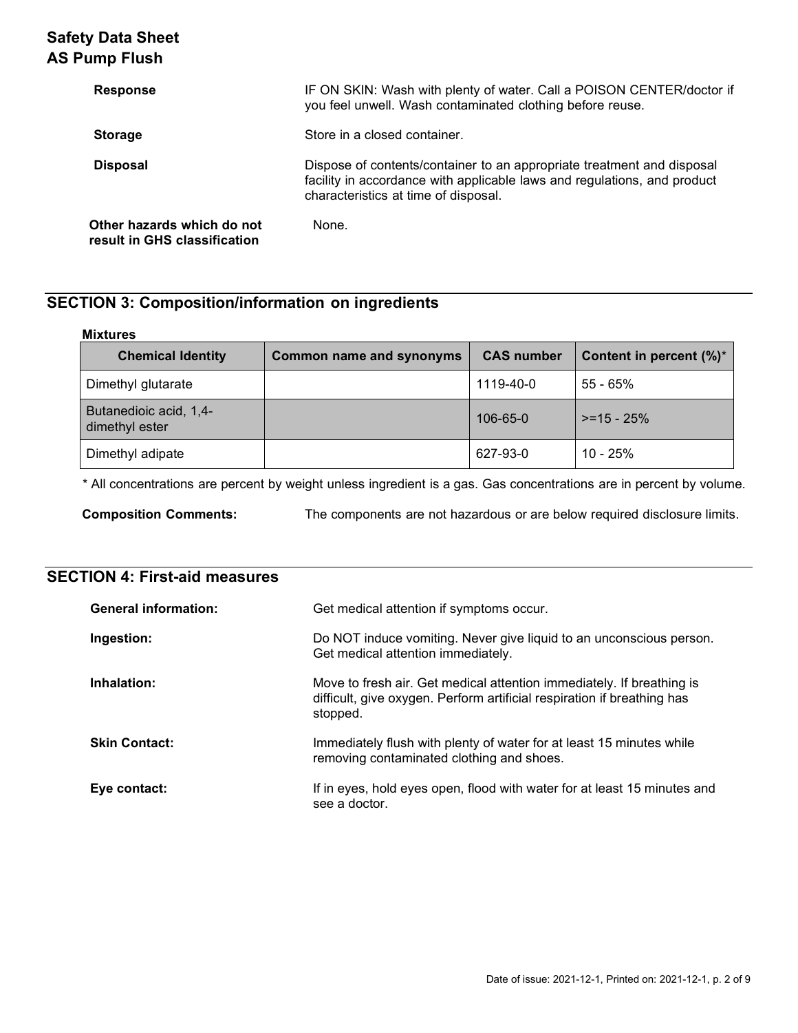| | |
|---|---|
| **Response** | IF ON SKIN: Wash with plenty of water. Call a POISON CENTER/doctor if you feel unwell. Wash contaminated clothing before reuse. |
| **Storage** | Store in a closed container. |
| **Disposal** | Dispose of contents/container to an appropriate treatment and disposal facility in accordance with applicable laws and regulations, and product characteristics at time of disposal. |
| **Other hazards which do not result in GHS classification** | None. |

## SECTION 3: Composition/information on ingredients

**Mixtures**

| Chemical Identity | Common name and synonyms | CAS number | Content in percent (%)* |
|---|---|---|---|
| Dimethyl glutarate | | 1119-40-0 | 55 - 65% |
| Butanedioic acid, 1,4-dimethyl ester | | 106-65-0 | >=15 - 25% |
| Dimethyl adipate | | 627-93-0 | 10 - 25% |

* All concentrations are percent by weight unless ingredient is a gas. Gas concentrations are in percent by volume.

**Composition Comments:** The components are not hazardous or are below required disclosure limits.

## SECTION 4: First-aid measures

| | |
|---|---|
| **General information:** | Get medical attention if symptoms occur. |
| **Ingestion:** | Do NOT induce vomiting. Never give liquid to an unconscious person. Get medical attention immediately. |
| **Inhalation:** | Move to fresh air. Get medical attention immediately. If breathing is difficult, give oxygen. Perform artificial respiration if breathing has stopped. |
| **Skin Contact:** | Immediately flush with plenty of water for at least 15 minutes while removing contaminated clothing and shoes. |
| **Eye contact:** | If in eyes, hold eyes open, flood with water for at least 15 minutes and see a doctor. |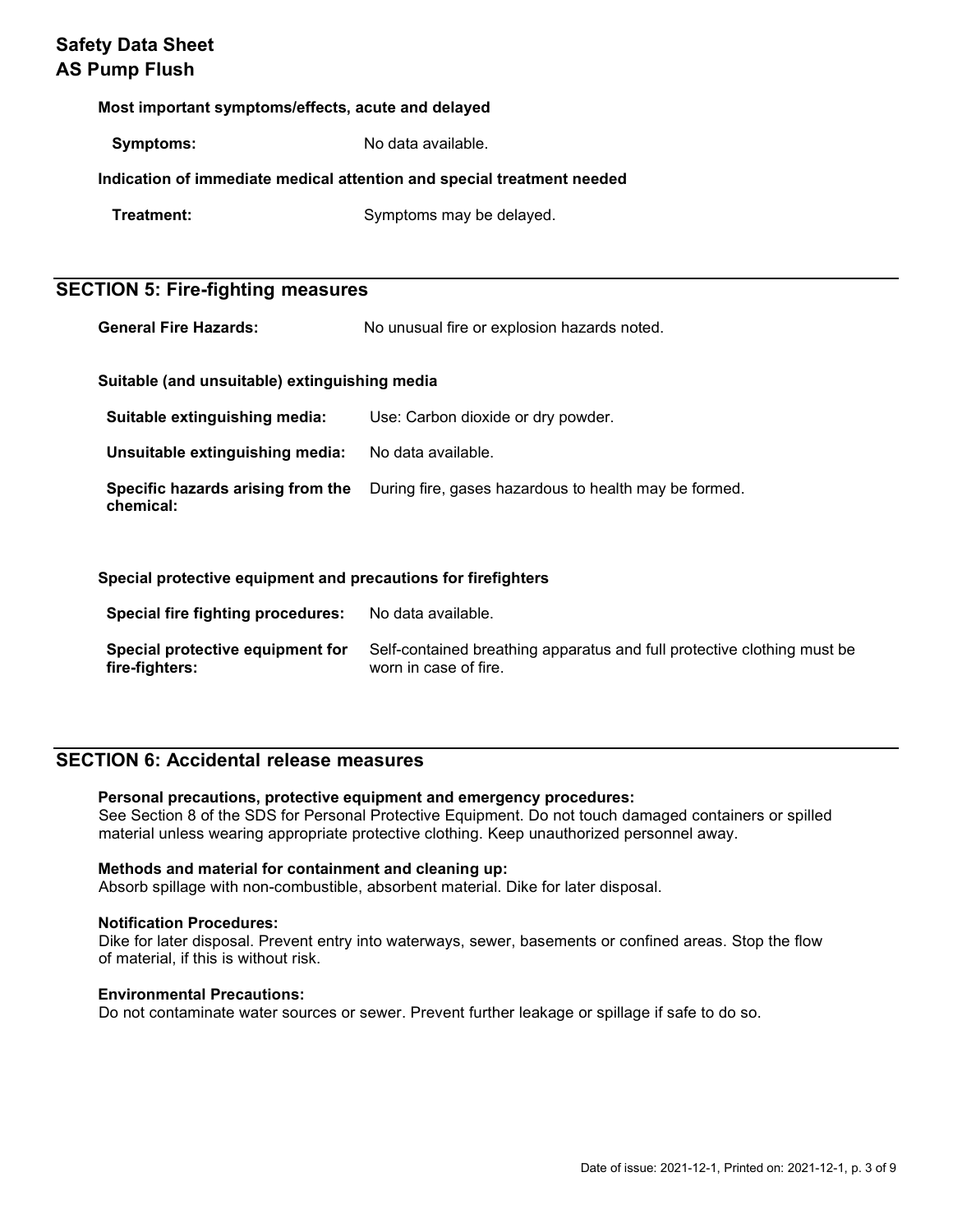**Most important symptoms/effects, acute and delayed**

**Symptoms:** No data available.

**Indication of immediate medical attention and special treatment needed**

**Treatment:** Symptoms may be delayed.

## SECTION 5: Fire-fighting measures

**General Fire Hazards:** No unusual fire or explosion hazards noted.

**Suitable (and unsuitable) extinguishing media**

**Suitable extinguishing media:** Use: Carbon dioxide or dry powder.

**Unsuitable extinguishing media:** No data available.

**Specific hazards arising from the chemical:** During fire, gases hazardous to health may be formed.

**Special protective equipment and precautions for firefighters**

**Special fire fighting procedures:** No data available.

**Special protective equipment for fire-fighters:** Self-contained breathing apparatus and full protective clothing must be worn in case of fire.

## SECTION 6: Accidental release measures

**Personal precautions, protective equipment and emergency procedures:**
See Section 8 of the SDS for Personal Protective Equipment. Do not touch damaged containers or spilled material unless wearing appropriate protective clothing. Keep unauthorized personnel away.

**Methods and material for containment and cleaning up:**
Absorb spillage with non-combustible, absorbent material. Dike for later disposal.

**Notification Procedures:**
Dike for later disposal. Prevent entry into waterways, sewer, basements or confined areas. Stop the flow of material, if this is without risk.

**Environmental Precautions:**
Do not contaminate water sources or sewer. Prevent further leakage or spillage if safe to do so.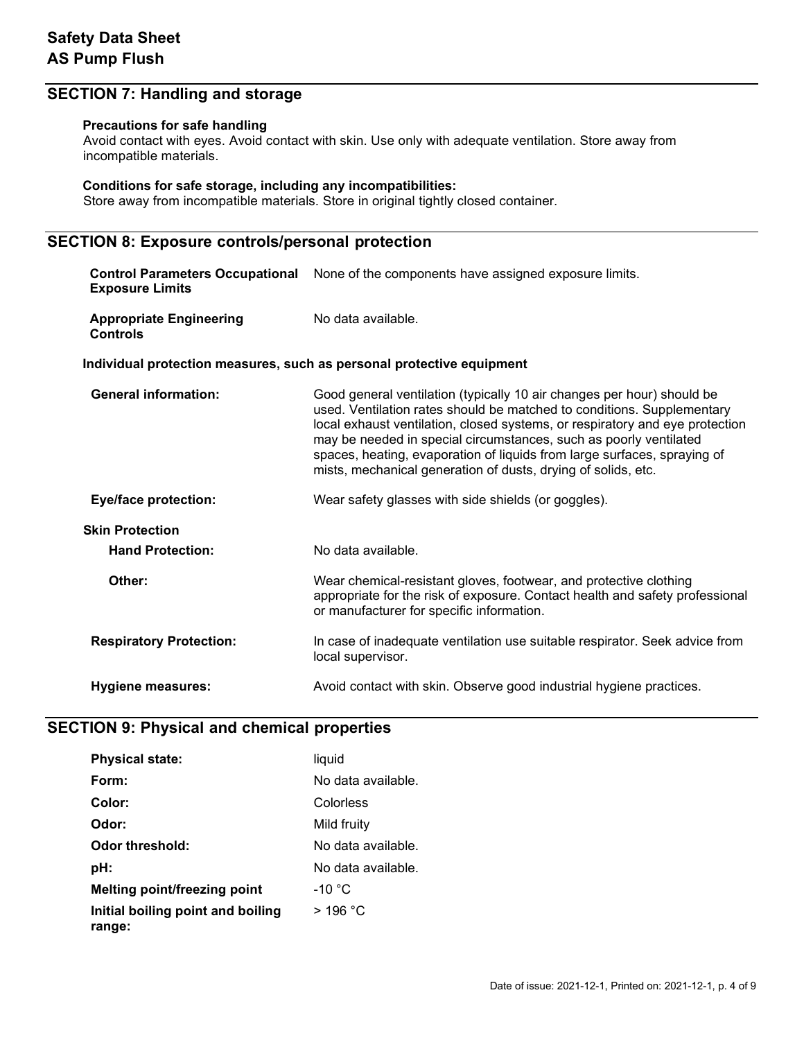## SECTION 7: Handling and storage

**Precautions for safe handling**

Avoid contact with eyes. Avoid contact with skin. Use only with adequate ventilation. Store away from incompatible materials.

**Conditions for safe storage, including any incompatibilities:**

Store away from incompatible materials. Store in original tightly closed container.

## SECTION 8: Exposure controls/personal protection

| | |
|---|---|
| **Control Parameters Occupational Exposure Limits** | None of the components have assigned exposure limits. |
| **Appropriate Engineering Controls** | No data available. |

**Individual protection measures, such as personal protective equipment**

| | |
|---|---|
| **General information:** | Good general ventilation (typically 10 air changes per hour) should be used. Ventilation rates should be matched to conditions. Supplementary local exhaust ventilation, closed systems, or respiratory and eye protection may be needed in special circumstances, such as poorly ventilated spaces, heating, evaporation of liquids from large surfaces, spraying of mists, mechanical generation of dusts, drying of solids, etc. |
| **Eye/face protection:** | Wear safety glasses with side shields (or goggles). |
| **Skin Protection** | |
| **Hand Protection:** | No data available. |
| **Other:** | Wear chemical-resistant gloves, footwear, and protective clothing appropriate for the risk of exposure. Contact health and safety professional or manufacturer for specific information. |
| **Respiratory Protection:** | In case of inadequate ventilation use suitable respirator. Seek advice from local supervisor. |
| **Hygiene measures:** | Avoid contact with skin. Observe good industrial hygiene practices. |

## SECTION 9: Physical and chemical properties

| | |
|---|---|
| **Physical state:** | liquid |
| **Form:** | No data available. |
| **Color:** | Colorless |
| **Odor:** | Mild fruity |
| **Odor threshold:** | No data available. |
| **pH:** | No data available. |
| **Melting point/freezing point** | -10 °C |
| **Initial boiling point and boiling range:** | > 196 °C |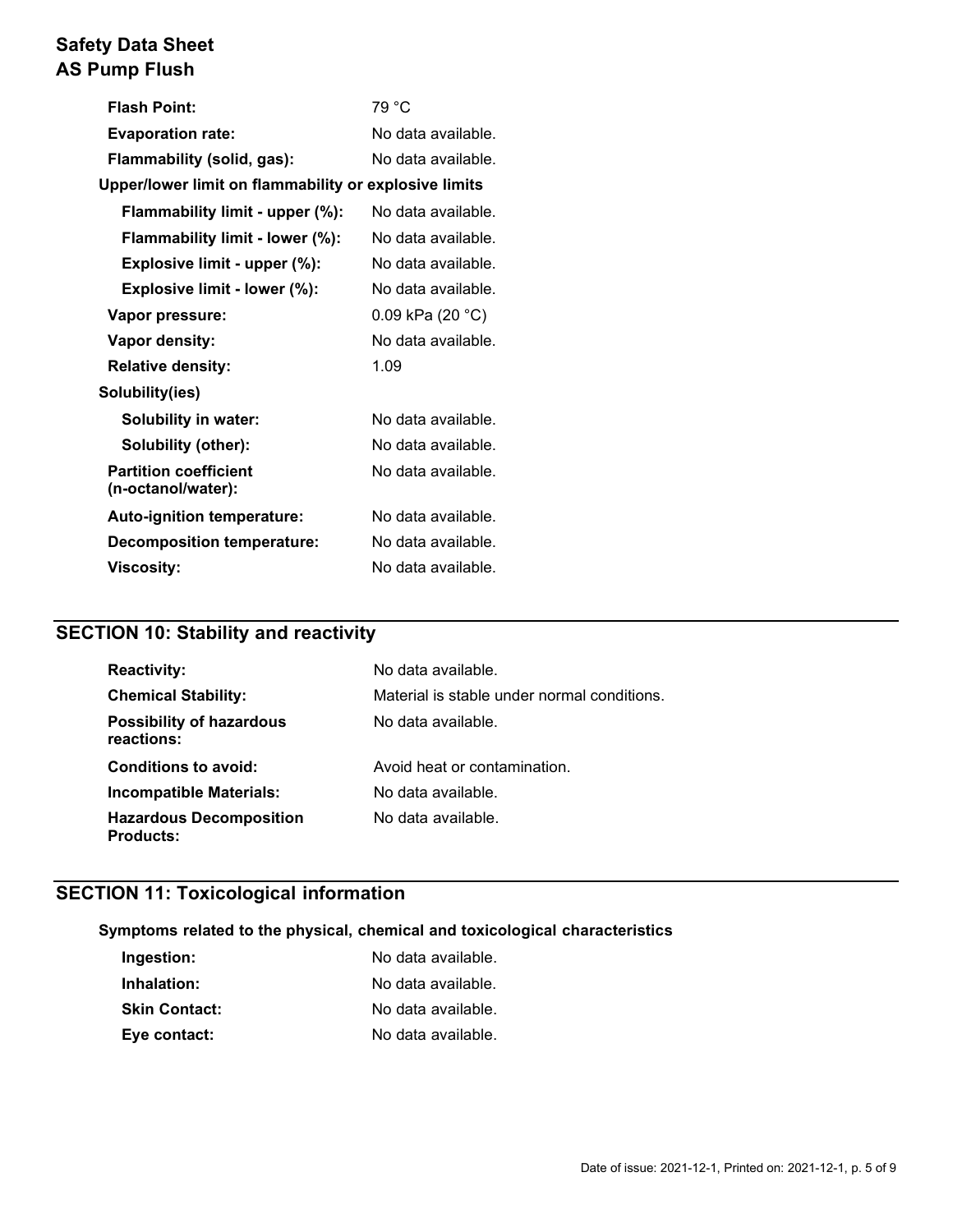| | |
|---|---|
| **Flash Point:** | 79 °C |
| **Evaporation rate:** | No data available. |
| **Flammability (solid, gas):** | No data available. |
| **Upper/lower limit on flammability or explosive limits** | |
| **Flammability limit - upper (%):** | No data available. |
| **Flammability limit - lower (%):** | No data available. |
| **Explosive limit - upper (%):** | No data available. |
| **Explosive limit - lower (%):** | No data available. |
| **Vapor pressure:** | 0.09 kPa (20 °C) |
| **Vapor density:** | No data available. |
| **Relative density:** | 1.09 |
| **Solubility(ies)** | |
| **Solubility in water:** | No data available. |
| **Solubility (other):** | No data available. |
| **Partition coefficient (n-octanol/water):** | No data available. |
| **Auto-ignition temperature:** | No data available. |
| **Decomposition temperature:** | No data available. |
| **Viscosity:** | No data available. |

## SECTION 10: Stability and reactivity

| | |
|---|---|
| **Reactivity:** | No data available. |
| **Chemical Stability:** | Material is stable under normal conditions. |
| **Possibility of hazardous reactions:** | No data available. |
| **Conditions to avoid:** | Avoid heat or contamination. |
| **Incompatible Materials:** | No data available. |
| **Hazardous Decomposition Products:** | No data available. |

## SECTION 11: Toxicological information

**Symptoms related to the physical, chemical and toxicological characteristics**

| | |
|---|---|
| **Ingestion:** | No data available. |
| **Inhalation:** | No data available. |
| **Skin Contact:** | No data available. |
| **Eye contact:** | No data available. |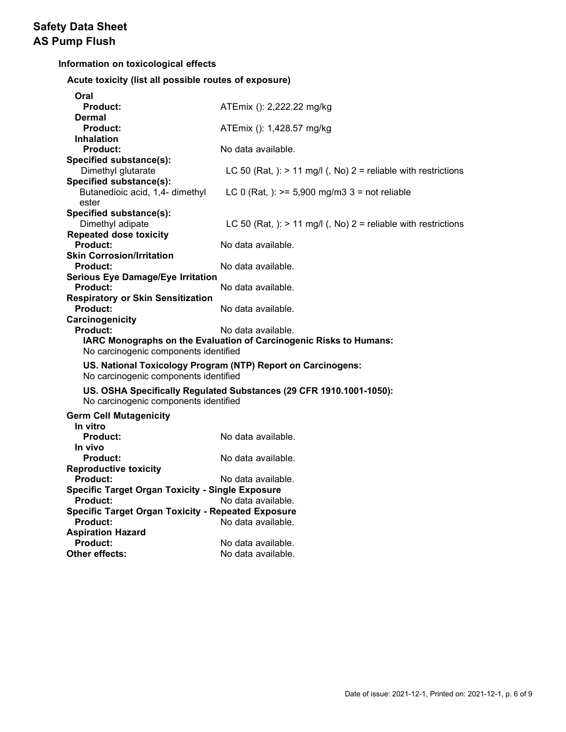# Safety Data Sheet
# AS Pump Flush

### Information on toxicological effects

**Acute toxicity (list all possible routes of exposure)**

**Oral**

**Product:** ATEmix (): 2,222.22 mg/kg

**Dermal**

**Product:** ATEmix (): 1,428.57 mg/kg

**Inhalation**

**Product:** No data available.

**Specified substance(s):**
Dimethyl glutarate — LC 50 (Rat, ): > 11 mg/l (, No) 2 = reliable with restrictions

**Specified substance(s):**
Butanedioic acid, 1,4- dimethyl ester — LC 0 (Rat, ): >= 5,900 mg/m3 3 = not reliable

**Specified substance(s):**
Dimethyl adipate — LC 50 (Rat, ): > 11 mg/l (, No) 2 = reliable with restrictions

**Repeated dose toxicity**

**Product:** No data available.

**Skin Corrosion/Irritation**

**Product:** No data available.

**Serious Eye Damage/Eye Irritation**

**Product:** No data available.

**Respiratory or Skin Sensitization**

**Product:** No data available.

**Carcinogenicity**

**Product:** No data available.

**IARC Monographs on the Evaluation of Carcinogenic Risks to Humans:**
No carcinogenic components identified

**US. National Toxicology Program (NTP) Report on Carcinogens:**
No carcinogenic components identified

**US. OSHA Specifically Regulated Substances (29 CFR 1910.1001-1050):**
No carcinogenic components identified

**Germ Cell Mutagenicity**

**In vitro**

**Product:** No data available.

**In vivo**

**Product:** No data available.

**Reproductive toxicity**

**Product:** No data available.

**Specific Target Organ Toxicity - Single Exposure**

**Product:** No data available.

**Specific Target Organ Toxicity - Repeated Exposure**

**Product:** No data available.

**Aspiration Hazard**

**Product:** No data available.

**Other effects:** No data available.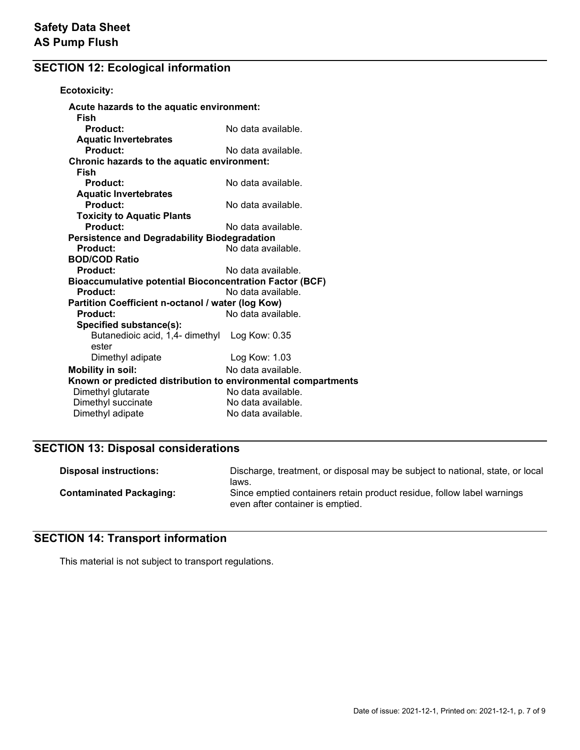## SECTION 12: Ecological information

**Ecotoxicity:**

**Acute hazards to the aquatic environment:**

**Fish**

| | |
|---|---|
| **Product:** | No data available. |

**Aquatic Invertebrates**

| | |
|---|---|
| **Product:** | No data available. |

**Chronic hazards to the aquatic environment:**

**Fish**

| | |
|---|---|
| **Product:** | No data available. |

**Aquatic Invertebrates**

| | |
|---|---|
| **Product:** | No data available. |

**Toxicity to Aquatic Plants**

| | |
|---|---|
| **Product:** | No data available. |

**Persistence and Degradability Biodegradation**

| | |
|---|---|
| **Product:** | No data available. |

**BOD/COD Ratio**

| | |
|---|---|
| **Product:** | No data available. |

**Bioaccumulative potential Bioconcentration Factor (BCF)**

| | |
|---|---|
| **Product:** | No data available. |

**Partition Coefficient n-octanol / water (log Kow)**

| | |
|---|---|
| **Product:** | No data available. |
| **Specified substance(s):** | |
| Butanedioic acid, 1,4- dimethyl ester | Log Kow: 0.35 |
| Dimethyl adipate | Log Kow: 1.03 |

| | |
|---|---|
| **Mobility in soil:** | No data available. |

**Known or predicted distribution to environmental compartments**

| | |
|---|---|
| Dimethyl glutarate | No data available. |
| Dimethyl succinate | No data available. |
| Dimethyl adipate | No data available. |

## SECTION 13: Disposal considerations

| | |
|---|---|
| **Disposal instructions:** | Discharge, treatment, or disposal may be subject to national, state, or local laws. |
| **Contaminated Packaging:** | Since emptied containers retain product residue, follow label warnings even after container is emptied. |

## SECTION 14: Transport information

This material is not subject to transport regulations.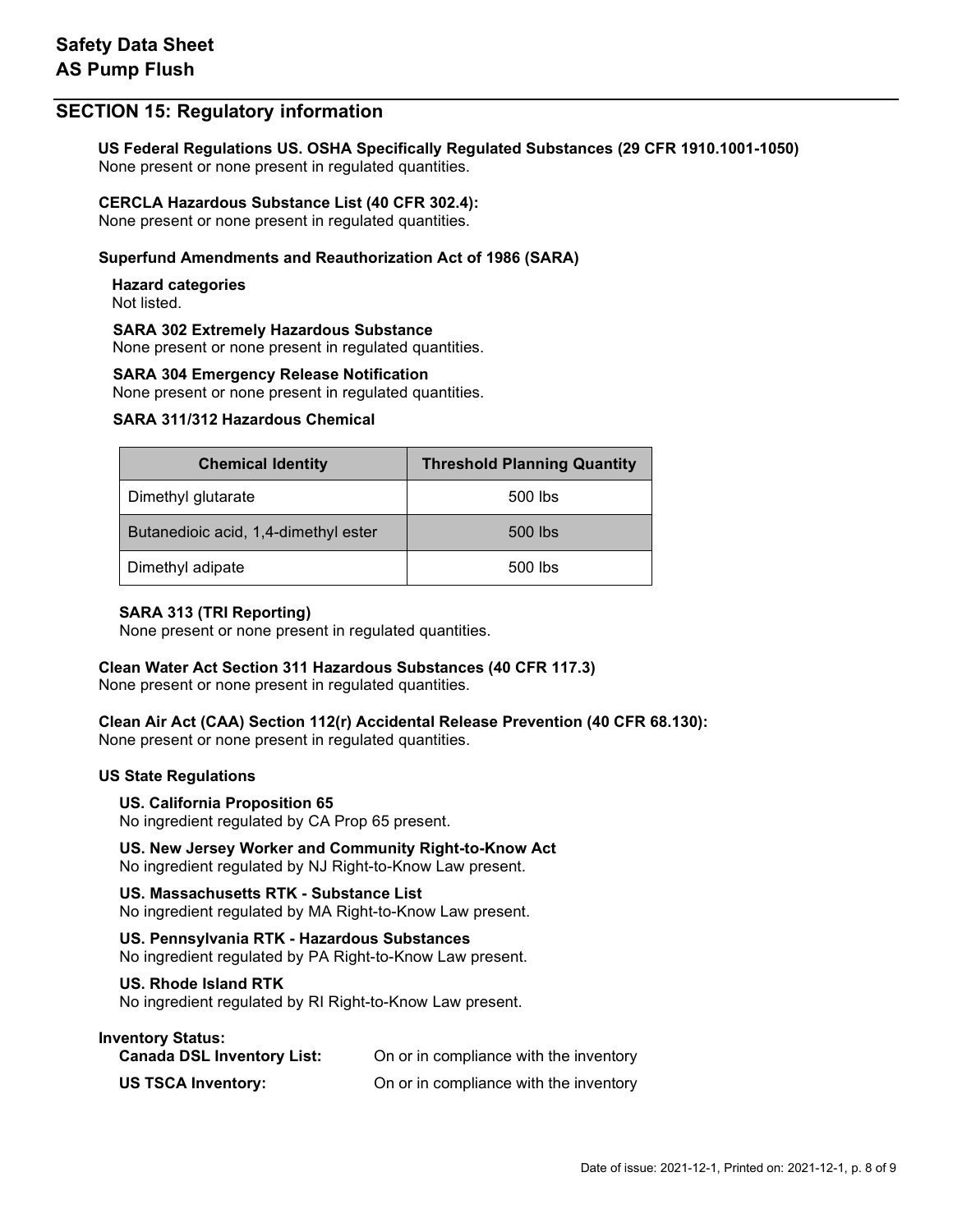## SECTION 15: Regulatory information

**US Federal Regulations US. OSHA Specifically Regulated Substances (29 CFR 1910.1001-1050)**
None present or none present in regulated quantities.

**CERCLA Hazardous Substance List (40 CFR 302.4):**
None present or none present in regulated quantities.

**Superfund Amendments and Reauthorization Act of 1986 (SARA)**

**Hazard categories**
Not listed.

**SARA 302 Extremely Hazardous Substance**
None present or none present in regulated quantities.

**SARA 304 Emergency Release Notification**
None present or none present in regulated quantities.

**SARA 311/312 Hazardous Chemical**

| Chemical Identity | Threshold Planning Quantity |
| --- | --- |
| Dimethyl glutarate | 500 lbs |
| Butanedioic acid, 1,4-dimethyl ester | 500 lbs |
| Dimethyl adipate | 500 lbs |

**SARA 313 (TRI Reporting)**
None present or none present in regulated quantities.

**Clean Water Act Section 311 Hazardous Substances (40 CFR 117.3)**
None present or none present in regulated quantities.

**Clean Air Act (CAA) Section 112(r) Accidental Release Prevention (40 CFR 68.130):**
None present or none present in regulated quantities.

**US State Regulations**

**US. California Proposition 65**
No ingredient regulated by CA Prop 65 present.

**US. New Jersey Worker and Community Right-to-Know Act**
No ingredient regulated by NJ Right-to-Know Law present.

**US. Massachusetts RTK - Substance List**
No ingredient regulated by MA Right-to-Know Law present.

**US. Pennsylvania RTK - Hazardous Substances**
No ingredient regulated by PA Right-to-Know Law present.

**US. Rhode Island RTK**
No ingredient regulated by RI Right-to-Know Law present.

**Inventory Status:**

| | |
| --- | --- |
| **Canada DSL Inventory List:** | On or in compliance with the inventory |
| **US TSCA Inventory:** | On or in compliance with the inventory |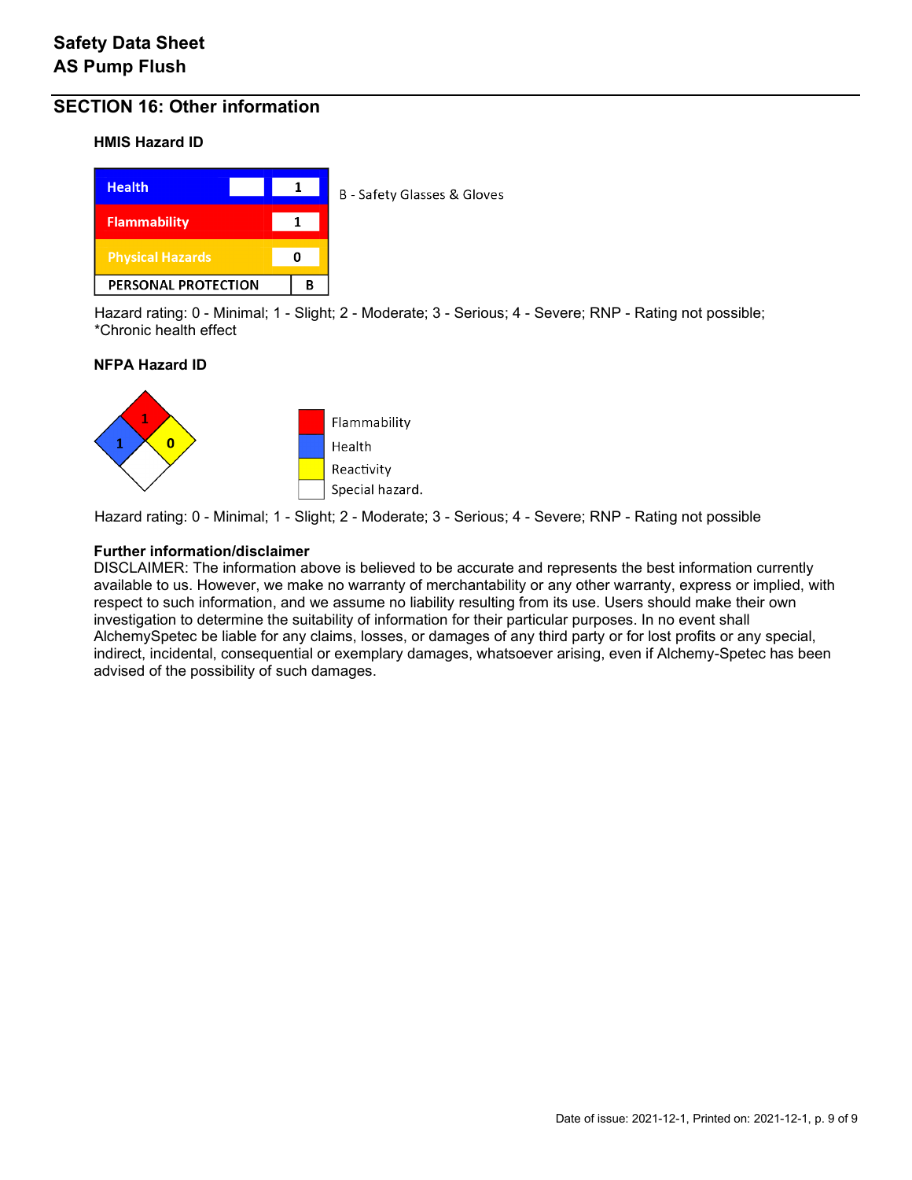## SECTION 16: Other information

### HMIS Hazard ID

| | |
|---|---|
| Health | 1 |
| Flammability | 1 |
| Physical Hazards | 0 |
| PERSONAL PROTECTION | B |

B - Safety Glasses & Gloves

Hazard rating: 0 - Minimal; 1 - Slight; 2 - Moderate; 3 - Serious; 4 - Severe; RNP - Rating not possible; *Chronic health effect

### NFPA Hazard ID

1

1 0

Flammability
Health
Reactivity
Special hazard.

Hazard rating: 0 - Minimal; 1 - Slight; 2 - Moderate; 3 - Serious; 4 - Severe; RNP - Rating not possible

**Further information/disclaimer**

DISCLAIMER: The information above is believed to be accurate and represents the best information currently available to us. However, we make no warranty of merchantability or any other warranty, express or implied, with respect to such information, and we assume no liability resulting from its use. Users should make their own investigation to determine the suitability of information for their particular purposes. In no event shall AlchemySpetec be liable for any claims, losses, or damages of any third party or for lost profits or any special, indirect, incidental, consequential or exemplary damages, whatsoever arising, even if Alchemy-Spetec has been advised of the possibility of such damages.